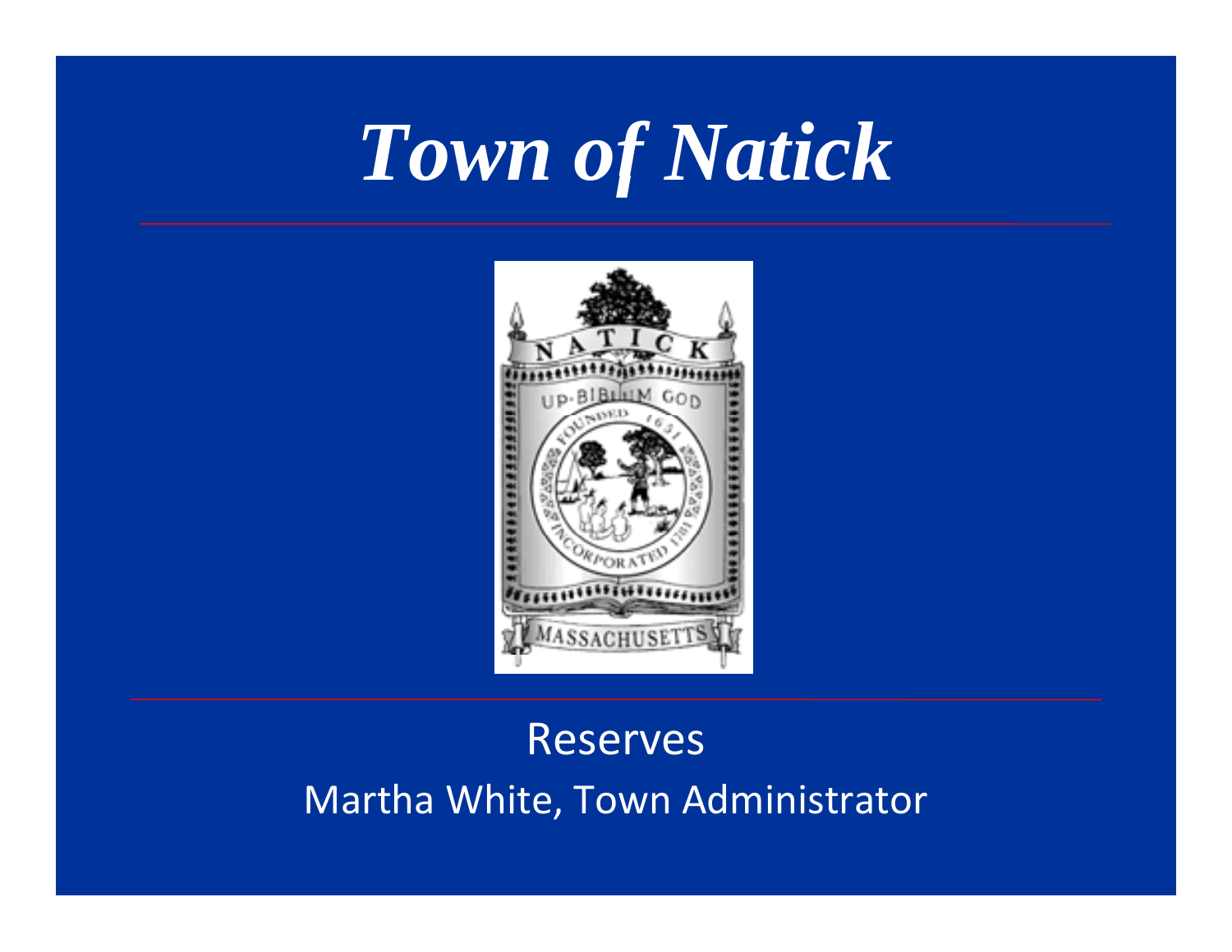# *Town of Natick*

Reserves

Martha White, Town Administrator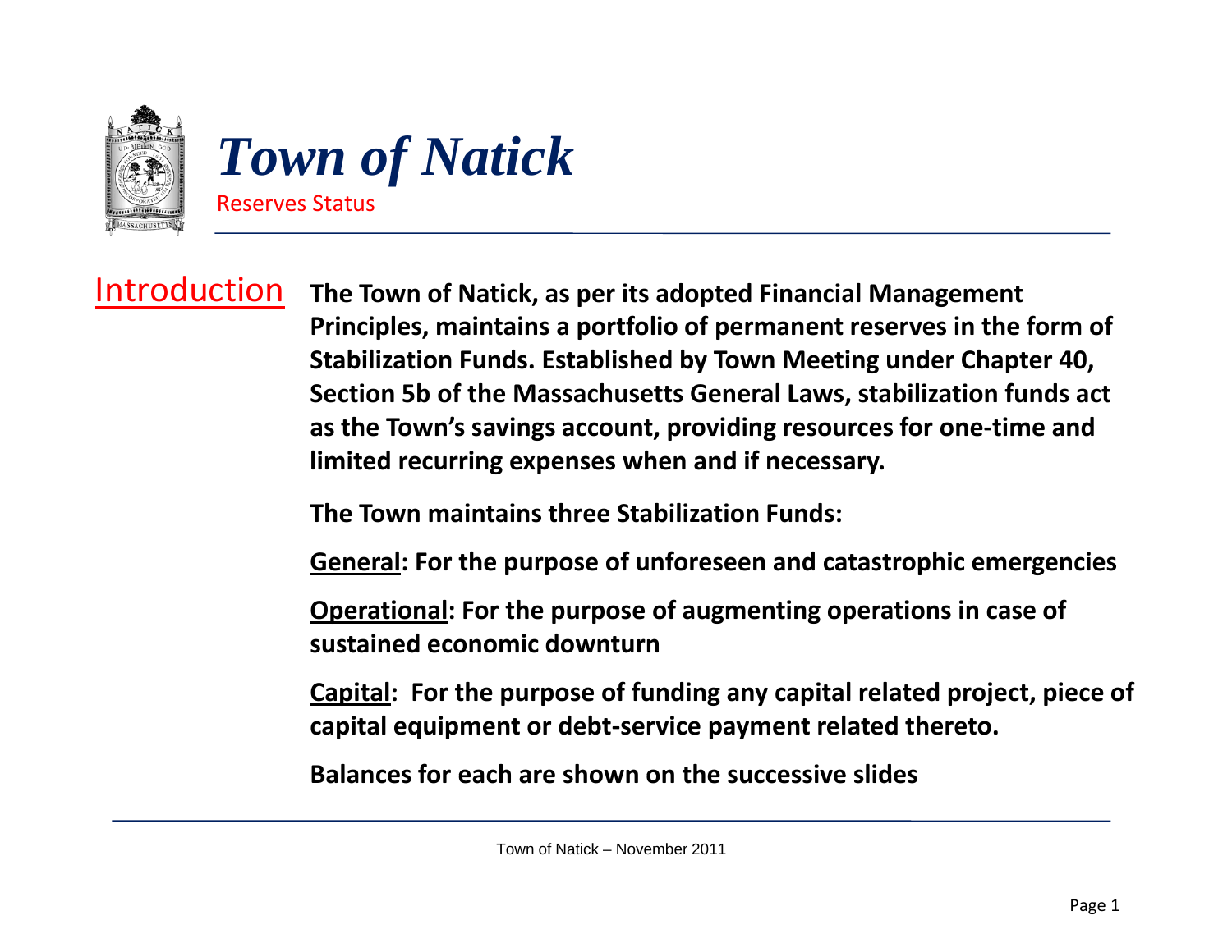# *Town of Natick*

Reserves Status

## Introduction

**The Town of Natick, as per its adopted Financial Management Principles, maintains a portfolio of permanent reserves in the form of Stabilization Funds. Established by Town Meeting under Chapter 40, Section 5b of the Massachusetts General Laws, stabilization funds act as the Town's savings account, providing resources for one-time and limited recurring expenses when and if necessary.**

**The Town maintains three Stabilization Funds:**

**General: For the purpose of unforeseen and catastrophic emergencies**

**Operational: For the purpose of augmenting operations in case of sustained economic downturn**

**Capital: For the purpose of funding any capital related project, piece of capital equipment or debt-service payment related thereto.**

**Balances for each are shown on the successive slides**

Town of Natick – November 2011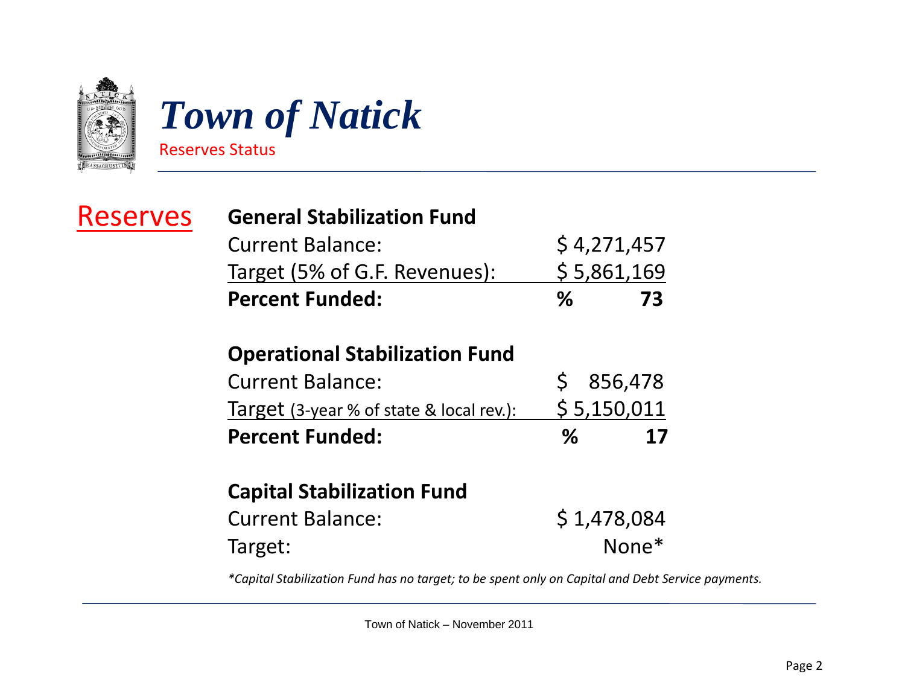# Town of Natick

Reserves Status

## Reserves

### General Stabilization Fund

| | |
|---|---|
| Current Balance: | $ 4,271,457 |
| Target (5% of G.F. Revenues): | $ 5,861,169 |
| **Percent Funded:** | **% 73** |

### Operational Stabilization Fund

| | |
|---|---|
| Current Balance: | $ 856,478 |
| Target (3-year % of state & local rev.): | $ 5,150,011 |
| **Percent Funded:** | **% 17** |

### Capital Stabilization Fund

| | |
|---|---|
| Current Balance: | $ 1,478,084 |
| Target: | None* |

*\*Capital Stabilization Fund has no target; to be spent only on Capital and Debt Service payments.*

Town of Natick – November 2011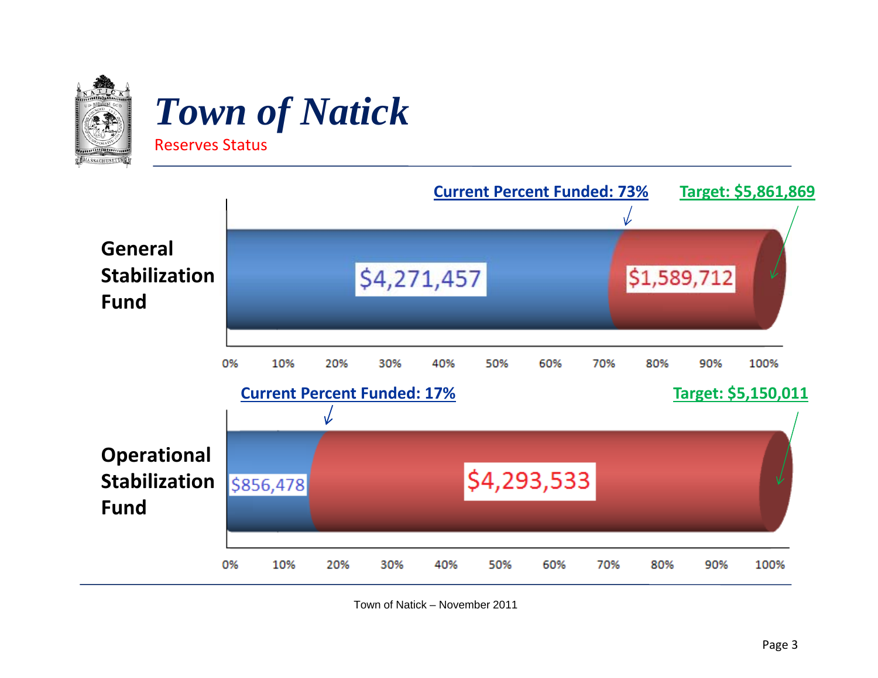# *Town of Natick*

Reserves Status

**General Stabilization Fund**

Current Percent Funded: 73%

Target: $5,861,869

$4,271,457

$1,589,712

0% 10% 20% 30% 40% 50% 60% 70% 80% 90% 100%

**Operational Stabilization Fund**

Current Percent Funded: 17%

Target: $5,150,011

$856,478

$4,293,533

0% 10% 20% 30% 40% 50% 60% 70% 80% 90% 100%

Town of Natick – November 2011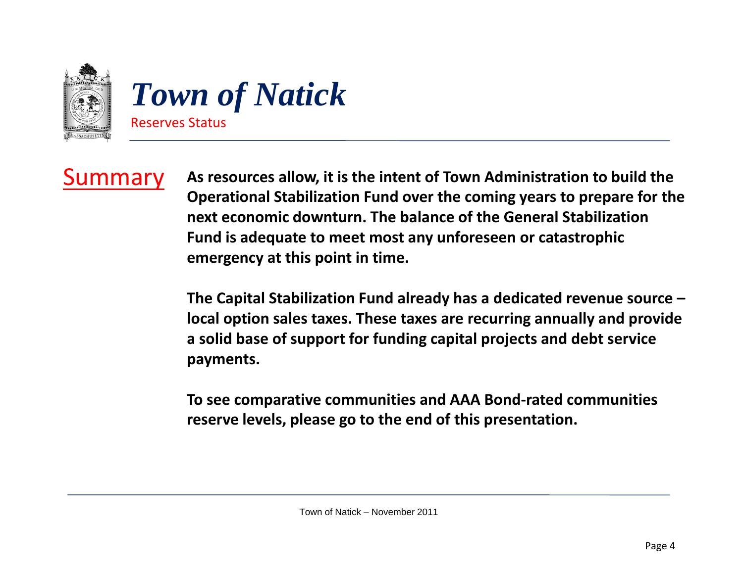# Town of Natick

Reserves Status

## Summary

**As resources allow, it is the intent of Town Administration to build the Operational Stabilization Fund over the coming years to prepare for the next economic downturn. The balance of the General Stabilization Fund is adequate to meet most any unforeseen or catastrophic emergency at this point in time.**

**The Capital Stabilization Fund already has a dedicated revenue source – local option sales taxes. These taxes are recurring annually and provide a solid base of support for funding capital projects and debt service payments.**

**To see comparative communities and AAA Bond-rated communities reserve levels, please go to the end of this presentation.**

Town of Natick – November 2011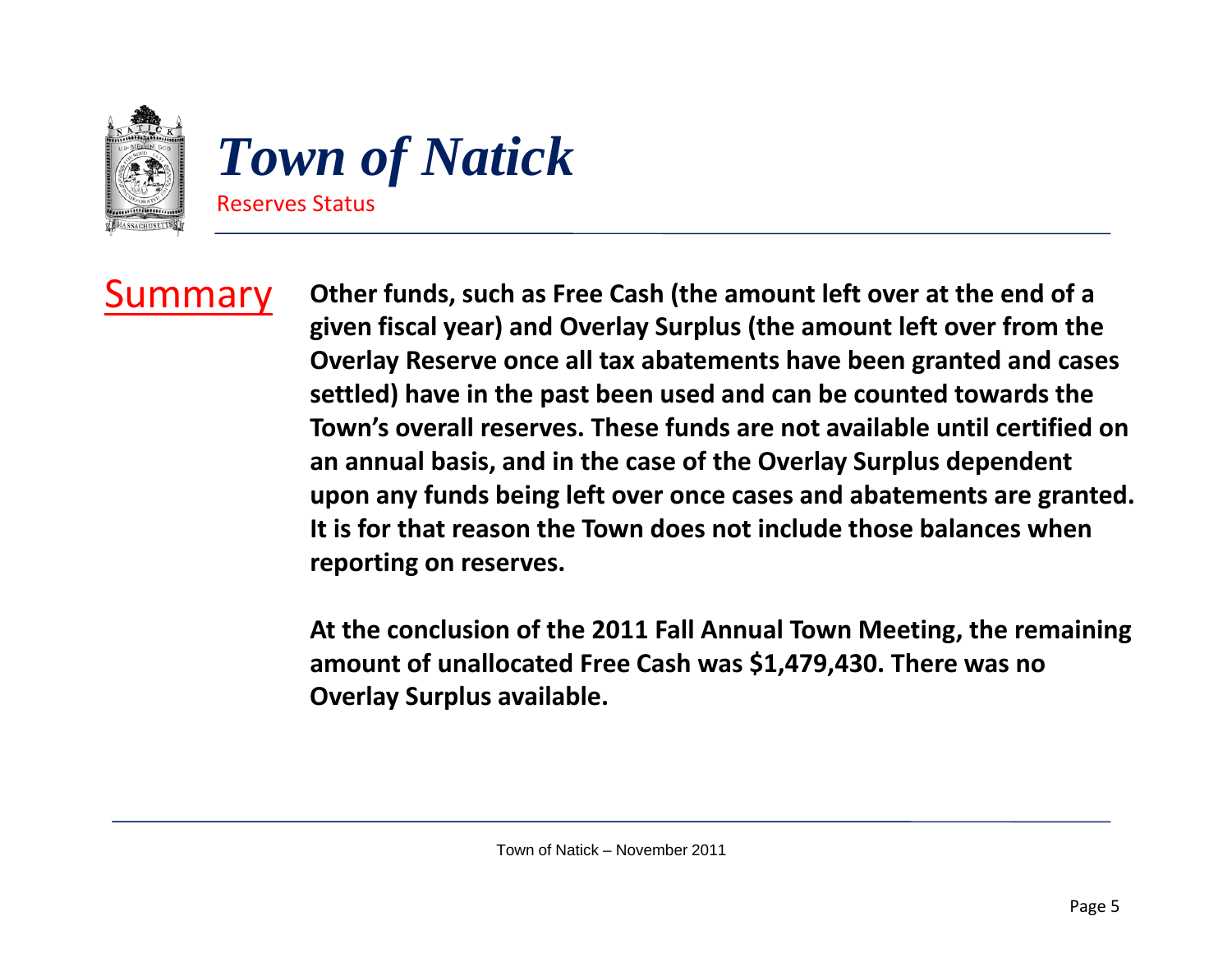# Town of Natick

Reserves Status

## Summary

**Other funds, such as Free Cash (the amount left over at the end of a given fiscal year) and Overlay Surplus (the amount left over from the Overlay Reserve once all tax abatements have been granted and cases settled) have in the past been used and can be counted towards the Town's overall reserves. These funds are not available until certified on an annual basis, and in the case of the Overlay Surplus dependent upon any funds being left over once cases and abatements are granted. It is for that reason the Town does not include those balances when reporting on reserves.**

**At the conclusion of the 2011 Fall Annual Town Meeting, the remaining amount of unallocated Free Cash was $1,479,430. There was no Overlay Surplus available.**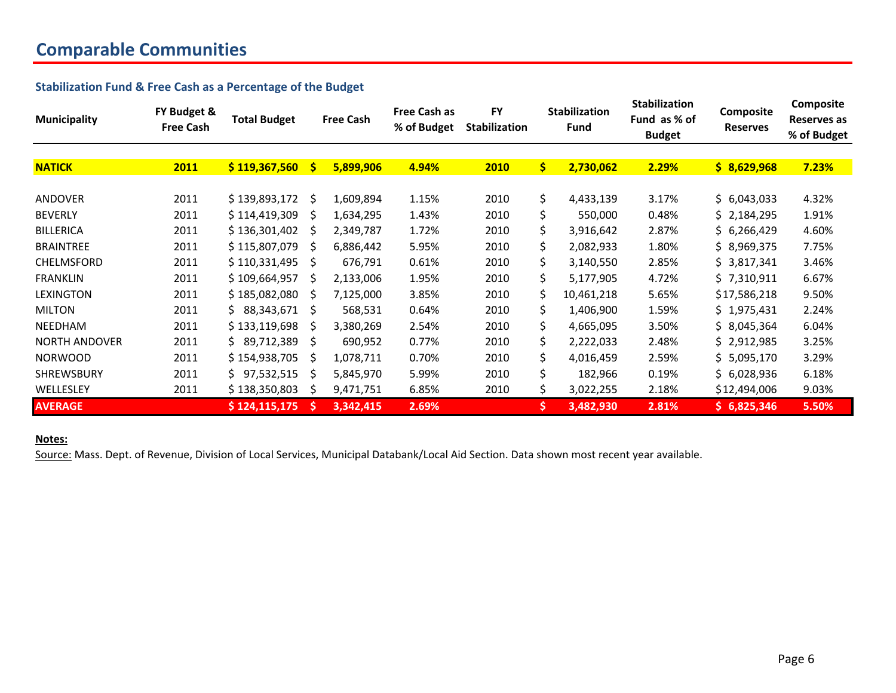# Comparable Communities

### Stabilization Fund & Free Cash as a Percentage of the Budget

| Municipality | FY Budget & Free Cash | Total Budget | Free Cash | Free Cash as % of Budget | FY Stabilization | Stabilization Fund | Stabilization Fund as % of Budget | Composite Reserves | Composite Reserves as % of Budget |
|---|---|---|---|---|---|---|---|---|---|
| **NATICK** | **2011** | **$ 119,367,560** | **$ 5,899,906** | **4.94%** | **2010** | **$ 2,730,062** | **2.29%** | **$ 8,629,968** | **7.23%** |
| ANDOVER | 2011 | $ 139,893,172 | $ 1,609,894 | 1.15% | 2010 | $ 4,433,139 | 3.17% | $ 6,043,033 | 4.32% |
| BEVERLY | 2011 | $ 114,419,309 | $ 1,634,295 | 1.43% | 2010 | $ 550,000 | 0.48% | $ 2,184,295 | 1.91% |
| BILLERICA | 2011 | $ 136,301,402 | $ 2,349,787 | 1.72% | 2010 | $ 3,916,642 | 2.87% | $ 6,266,429 | 4.60% |
| BRAINTREE | 2011 | $ 115,807,079 | $ 6,886,442 | 5.95% | 2010 | $ 2,082,933 | 1.80% | $ 8,969,375 | 7.75% |
| CHELMSFORD | 2011 | $ 110,331,495 | $ 676,791 | 0.61% | 2010 | $ 3,140,550 | 2.85% | $ 3,817,341 | 3.46% |
| FRANKLIN | 2011 | $ 109,664,957 | $ 2,133,006 | 1.95% | 2010 | $ 5,177,905 | 4.72% | $ 7,310,911 | 6.67% |
| LEXINGTON | 2011 | $ 185,082,080 | $ 7,125,000 | 3.85% | 2010 | $ 10,461,218 | 5.65% | $17,586,218 | 9.50% |
| MILTON | 2011 | $ 88,343,671 | $ 568,531 | 0.64% | 2010 | $ 1,406,900 | 1.59% | $ 1,975,431 | 2.24% |
| NEEDHAM | 2011 | $ 133,119,698 | $ 3,380,269 | 2.54% | 2010 | $ 4,665,095 | 3.50% | $ 8,045,364 | 6.04% |
| NORTH ANDOVER | 2011 | $ 89,712,389 | $ 690,952 | 0.77% | 2010 | $ 2,222,033 | 2.48% | $ 2,912,985 | 3.25% |
| NORWOOD | 2011 | $ 154,938,705 | $ 1,078,711 | 0.70% | 2010 | $ 4,016,459 | 2.59% | $ 5,095,170 | 3.29% |
| SHREWSBURY | 2011 | $ 97,532,515 | $ 5,845,970 | 5.99% | 2010 | $ 182,966 | 0.19% | $ 6,028,936 | 6.18% |
| WELLESLEY | 2011 | $ 138,350,803 | $ 9,471,751 | 6.85% | 2010 | $ 3,022,255 | 2.18% | $12,494,006 | 9.03% |
| **AVERAGE** | | **$ 124,115,175** | **$ 3,342,415** | **2.69%** | | **$ 3,482,930** | **2.81%** | **$ 6,825,346** | **5.50%** |

**Notes:**

Source: Mass. Dept. of Revenue, Division of Local Services, Municipal Databank/Local Aid Section. Data shown most recent year available.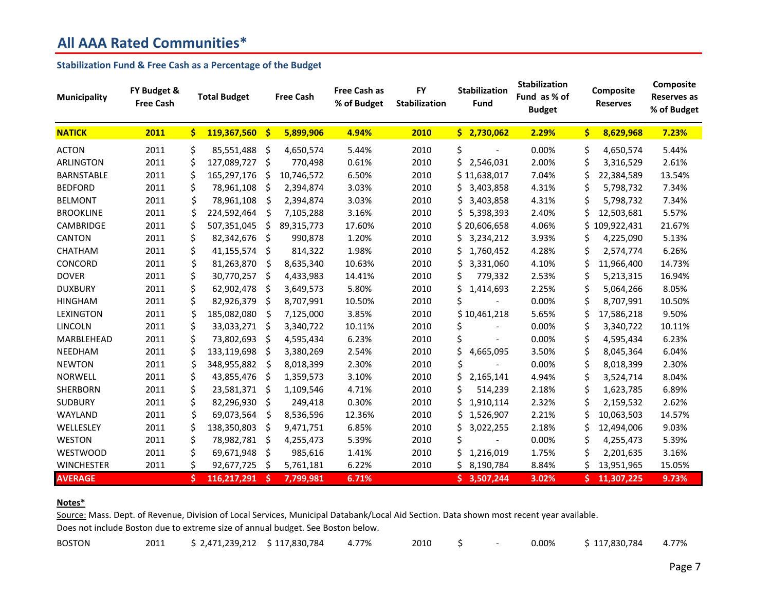## All AAA Rated Communities*

### Stabilization Fund & Free Cash as a Percentage of the Budget

| Municipality | FY Budget & Free Cash | Total Budget | Free Cash | Free Cash as % of Budget | FY Stabilization | Stabilization Fund | Stabilization Fund as % of Budget | Composite Reserves | Composite Reserves as % of Budget |
|---|---|---|---|---|---|---|---|---|---|
| **NATICK** | **2011** | **$ 119,367,560** | **$ 5,899,906** | **4.94%** | **2010** | **$ 2,730,062** | **2.29%** | **$ 8,629,968** | **7.23%** |
| ACTON | 2011 | $ 85,551,488 | $ 4,650,574 | 5.44% | 2010 | $ - | 0.00% | $ 4,650,574 | 5.44% |
| ARLINGTON | 2011 | $ 127,089,727 | $ 770,498 | 0.61% | 2010 | $ 2,546,031 | 2.00% | $ 3,316,529 | 2.61% |
| BARNSTABLE | 2011 | $ 165,297,176 | $ 10,746,572 | 6.50% | 2010 | $ 11,638,017 | 7.04% | $ 22,384,589 | 13.54% |
| BEDFORD | 2011 | $ 78,961,108 | $ 2,394,874 | 3.03% | 2010 | $ 3,403,858 | 4.31% | $ 5,798,732 | 7.34% |
| BELMONT | 2011 | $ 78,961,108 | $ 2,394,874 | 3.03% | 2010 | $ 3,403,858 | 4.31% | $ 5,798,732 | 7.34% |
| BROOKLINE | 2011 | $ 224,592,464 | $ 7,105,288 | 3.16% | 2010 | $ 5,398,393 | 2.40% | $ 12,503,681 | 5.57% |
| CAMBRIDGE | 2011 | $ 507,351,045 | $ 89,315,773 | 17.60% | 2010 | $ 20,606,658 | 4.06% | $ 109,922,431 | 21.67% |
| CANTON | 2011 | $ 82,342,676 | $ 990,878 | 1.20% | 2010 | $ 3,234,212 | 3.93% | $ 4,225,090 | 5.13% |
| CHATHAM | 2011 | $ 41,155,574 | $ 814,322 | 1.98% | 2010 | $ 1,760,452 | 4.28% | $ 2,574,774 | 6.26% |
| CONCORD | 2011 | $ 81,263,870 | $ 8,635,340 | 10.63% | 2010 | $ 3,331,060 | 4.10% | $ 11,966,400 | 14.73% |
| DOVER | 2011 | $ 30,770,257 | $ 4,433,983 | 14.41% | 2010 | $ 779,332 | 2.53% | $ 5,213,315 | 16.94% |
| DUXBURY | 2011 | $ 62,902,478 | $ 3,649,573 | 5.80% | 2010 | $ 1,414,693 | 2.25% | $ 5,064,266 | 8.05% |
| HINGHAM | 2011 | $ 82,926,379 | $ 8,707,991 | 10.50% | 2010 | $ - | 0.00% | $ 8,707,991 | 10.50% |
| LEXINGTON | 2011 | $ 185,082,080 | $ 7,125,000 | 3.85% | 2010 | $ 10,461,218 | 5.65% | $ 17,586,218 | 9.50% |
| LINCOLN | 2011 | $ 33,033,271 | $ 3,340,722 | 10.11% | 2010 | $ - | 0.00% | $ 3,340,722 | 10.11% |
| MARBLEHEAD | 2011 | $ 73,802,693 | $ 4,595,434 | 6.23% | 2010 | $ - | 0.00% | $ 4,595,434 | 6.23% |
| NEEDHAM | 2011 | $ 133,119,698 | $ 3,380,269 | 2.54% | 2010 | $ 4,665,095 | 3.50% | $ 8,045,364 | 6.04% |
| NEWTON | 2011 | $ 348,955,882 | $ 8,018,399 | 2.30% | 2010 | $ - | 0.00% | $ 8,018,399 | 2.30% |
| NORWELL | 2011 | $ 43,855,476 | $ 1,359,573 | 3.10% | 2010 | $ 2,165,141 | 4.94% | $ 3,524,714 | 8.04% |
| SHERBORN | 2011 | $ 23,581,371 | $ 1,109,546 | 4.71% | 2010 | $ 514,239 | 2.18% | $ 1,623,785 | 6.89% |
| SUDBURY | 2011 | $ 82,296,930 | $ 249,418 | 0.30% | 2010 | $ 1,910,114 | 2.32% | $ 2,159,532 | 2.62% |
| WAYLAND | 2011 | $ 69,073,564 | $ 8,536,596 | 12.36% | 2010 | $ 1,526,907 | 2.21% | $ 10,063,503 | 14.57% |
| WELLESLEY | 2011 | $ 138,350,803 | $ 9,471,751 | 6.85% | 2010 | $ 3,022,255 | 2.18% | $ 12,494,006 | 9.03% |
| WESTON | 2011 | $ 78,982,781 | $ 4,255,473 | 5.39% | 2010 | $ - | 0.00% | $ 4,255,473 | 5.39% |
| WESTWOOD | 2011 | $ 69,671,948 | $ 985,616 | 1.41% | 2010 | $ 1,216,019 | 1.75% | $ 2,201,635 | 3.16% |
| WINCHESTER | 2011 | $ 92,677,725 | $ 5,761,181 | 6.22% | 2010 | $ 8,190,784 | 8.84% | $ 13,951,965 | 15.05% |
| **AVERAGE** | | **$ 116,217,291** | **$ 7,799,981** | **6.71%** | | **$ 3,507,244** | **3.02%** | **$ 11,307,225** | **9.73%** |

**Notes***

Source: Mass. Dept. of Revenue, Division of Local Services, Municipal Databank/Local Aid Section. Data shown most recent year available.

Does not include Boston due to extreme size of annual budget. See Boston below.

| | | | | | | | | | |
|---|---|---|---|---|---|---|---|---|---|
| BOSTON | 2011 | $ 2,471,239,212 | $ 117,830,784 | 4.77% | 2010 | $ - | 0.00% | $ 117,830,784 | 4.77% |